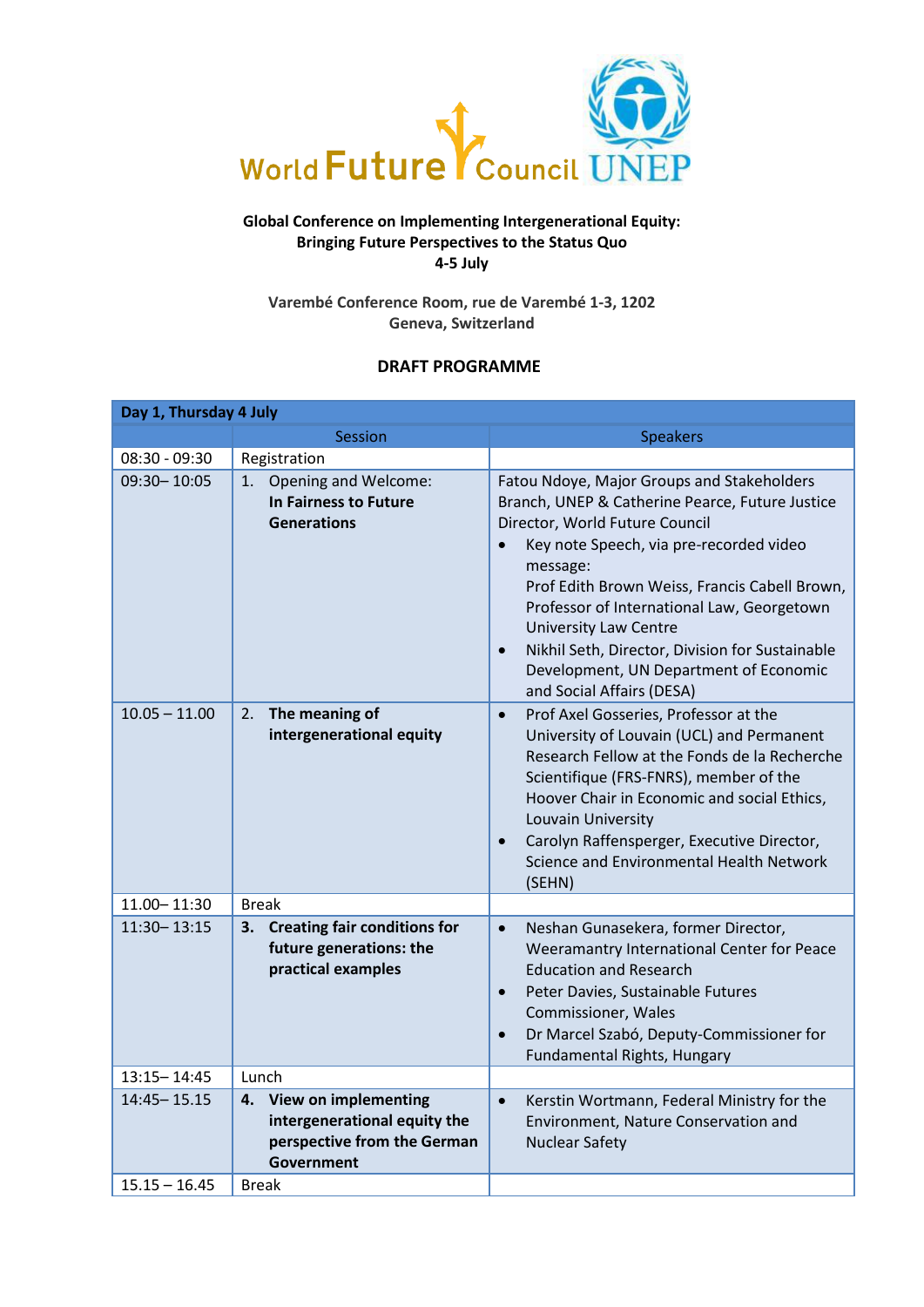World Future Council UNEP

**Global Conference on Implementing Intergenerational Equity:**
**Bringing Future Perspectives to the Status Quo**
**4-5 July**

**Varembé Conference Room, rue de Varembé 1-3, 1202**
**Geneva, Switzerland**

**DRAFT PROGRAMME**

| Day 1, Thursday 4 July | | |
|---|---|---|
| | Session | Speakers |
| 08:30 - 09:30 | Registration | |
| 09:30– 10:05 | 1. Opening and Welcome: **In Fairness to Future Generations** | Fatou Ndoye, Major Groups and Stakeholders Branch, UNEP & Catherine Pearce, Future Justice Director, World Future Council<br>• Key note Speech, via pre-recorded video message: Prof Edith Brown Weiss, Francis Cabell Brown, Professor of International Law, Georgetown University Law Centre<br>• Nikhil Seth, Director, Division for Sustainable Development, UN Department of Economic and Social Affairs (DESA) |
| 10.05 – 11.00 | 2. **The meaning of intergenerational equity** | • Prof Axel Gosseries, Professor at the University of Louvain (UCL) and Permanent Research Fellow at the Fonds de la Recherche Scientifique (FRS-FNRS), member of the Hoover Chair in Economic and social Ethics, Louvain University<br>• Carolyn Raffensperger, Executive Director, Science and Environmental Health Network (SEHN) |
| 11.00– 11:30 | Break | |
| 11:30– 13:15 | **3. Creating fair conditions for future generations: the practical examples** | • Neshan Gunasekera, former Director, Weeramantry International Center for Peace Education and Research<br>• Peter Davies, Sustainable Futures Commissioner, Wales<br>• Dr Marcel Szabó, Deputy-Commissioner for Fundamental Rights, Hungary |
| 13:15– 14:45 | Lunch | |
| 14:45– 15.15 | **4. View on implementing intergenerational equity the perspective from the German Government** | • Kerstin Wortmann, Federal Ministry for the Environment, Nature Conservation and Nuclear Safety |
| 15.15 – 16.45 | Break | |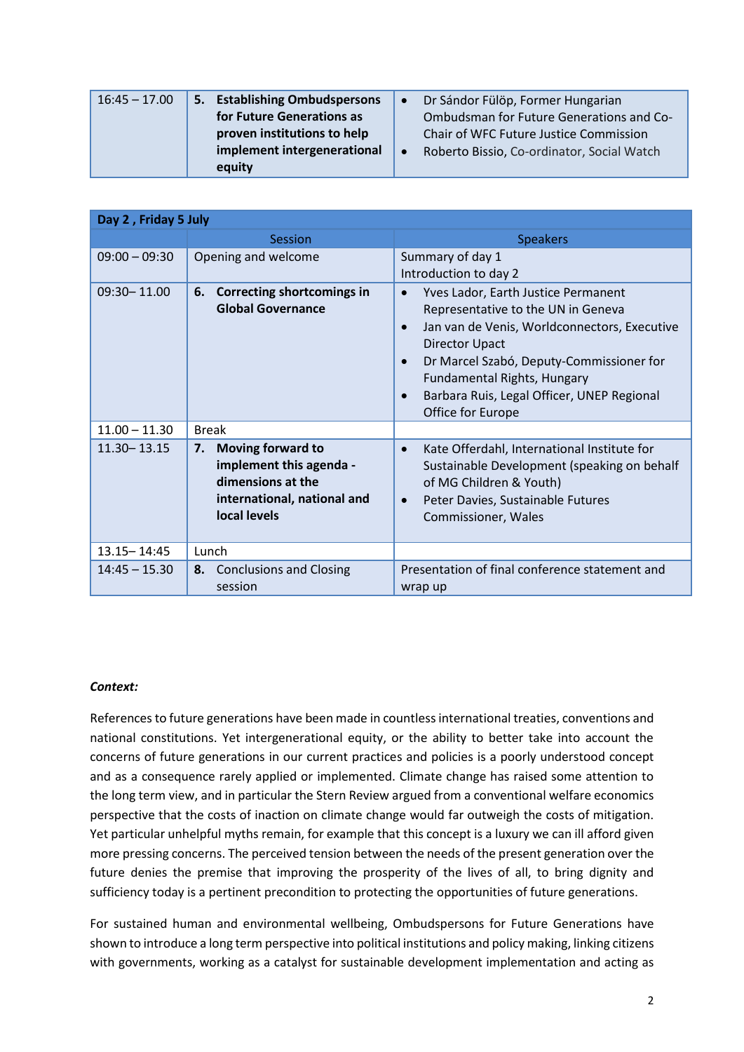| 16:45 – 17.00 | **5. Establishing Ombudspersons for Future Generations as proven institutions to help implement intergenerational equity** | • Dr Sándor Fülöp, Former Hungarian Ombudsman for Future Generations and Co-Chair of WFC Future Justice Commission<br>• Roberto Bissio, Co-ordinator, Social Watch |
|---|---|---|

| **Day 2 , Friday 5 July** | | |
|---|---|---|
| | Session | Speakers |
| 09:00 – 09:30 | Opening and welcome | Summary of day 1<br>Introduction to day 2 |
| 09:30– 11.00 | **6. Correcting shortcomings in Global Governance** | • Yves Lador, Earth Justice Permanent Representative to the UN in Geneva<br>• Jan van de Venis, Worldconnectors, Executive Director Upact<br>• Dr Marcel Szabó, Deputy-Commissioner for Fundamental Rights, Hungary<br>• Barbara Ruis, Legal Officer, UNEP Regional Office for Europe |
| 11.00 – 11.30 | Break | |
| 11.30– 13.15 | **7. Moving forward to implement this agenda - dimensions at the international, national and local levels** | • Kate Offerdahl, International Institute for Sustainable Development (speaking on behalf of MG Children & Youth)<br>• Peter Davies, Sustainable Futures Commissioner, Wales |
| 13.15– 14:45 | Lunch | |
| 14:45 – 15.30 | **8.** Conclusions and Closing session | Presentation of final conference statement and wrap up |

***Context:***

References to future generations have been made in countless international treaties, conventions and national constitutions. Yet intergenerational equity, or the ability to better take into account the concerns of future generations in our current practices and policies is a poorly understood concept and as a consequence rarely applied or implemented. Climate change has raised some attention to the long term view, and in particular the Stern Review argued from a conventional welfare economics perspective that the costs of inaction on climate change would far outweigh the costs of mitigation. Yet particular unhelpful myths remain, for example that this concept is a luxury we can ill afford given more pressing concerns. The perceived tension between the needs of the present generation over the future denies the premise that improving the prosperity of the lives of all, to bring dignity and sufficiency today is a pertinent precondition to protecting the opportunities of future generations.

For sustained human and environmental wellbeing, Ombudspersons for Future Generations have shown to introduce a long term perspective into political institutions and policy making, linking citizens with governments, working as a catalyst for sustainable development implementation and acting as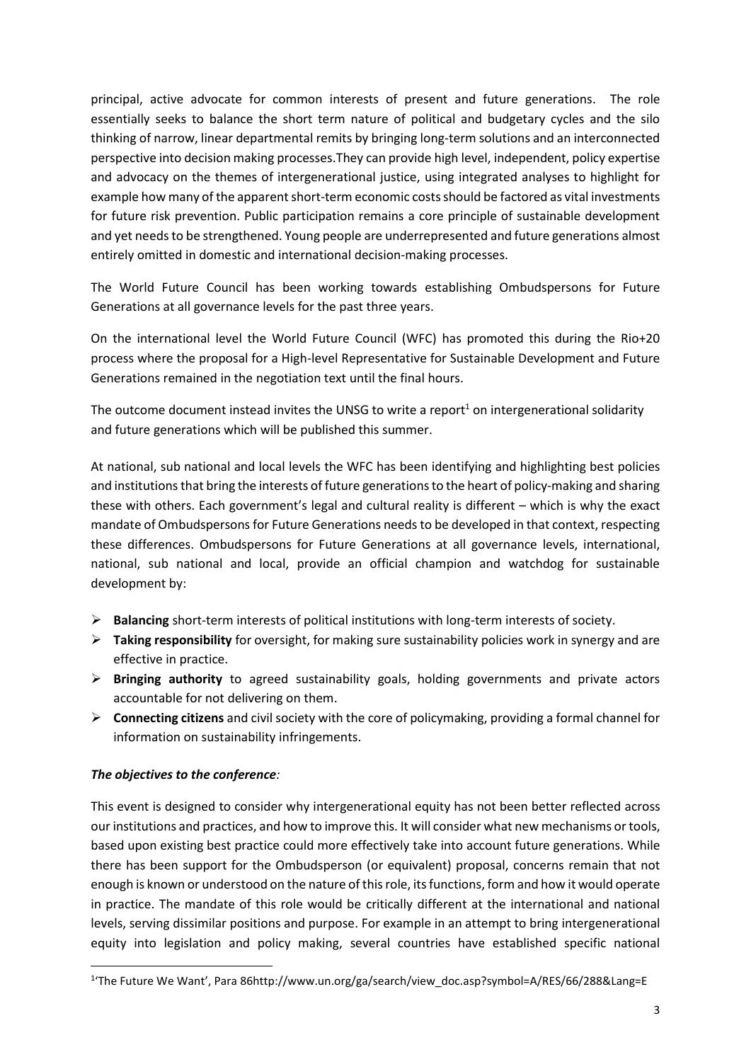principal, active advocate for common interests of present and future generations. The role essentially seeks to balance the short term nature of political and budgetary cycles and the silo thinking of narrow, linear departmental remits by bringing long-term solutions and an interconnected perspective into decision making processes.They can provide high level, independent, policy expertise and advocacy on the themes of intergenerational justice, using integrated analyses to highlight for example how many of the apparent short-term economic costs should be factored as vital investments for future risk prevention. Public participation remains a core principle of sustainable development and yet needs to be strengthened. Young people are underrepresented and future generations almost entirely omitted in domestic and international decision-making processes.

The World Future Council has been working towards establishing Ombudspersons for Future Generations at all governance levels for the past three years.

On the international level the World Future Council (WFC) has promoted this during the Rio+20 process where the proposal for a High-level Representative for Sustainable Development and Future Generations remained in the negotiation text until the final hours.

The outcome document instead invites the UNSG to write a report[1] on intergenerational solidarity and future generations which will be published this summer.

At national, sub national and local levels the WFC has been identifying and highlighting best policies and institutions that bring the interests of future generations to the heart of policy-making and sharing these with others. Each government's legal and cultural reality is different – which is why the exact mandate of Ombudspersons for Future Generations needs to be developed in that context, respecting these differences. Ombudspersons for Future Generations at all governance levels, international, national, sub national and local, provide an official champion and watchdog for sustainable development by:

- **Balancing** short-term interests of political institutions with long-term interests of society.
- **Taking responsibility** for oversight, for making sure sustainability policies work in synergy and are effective in practice.
- **Bringing authority** to agreed sustainability goals, holding governments and private actors accountable for not delivering on them.
- **Connecting citizens** and civil society with the core of policymaking, providing a formal channel for information on sustainability infringements.

***The objectives to the conference:***

This event is designed to consider why intergenerational equity has not been better reflected across our institutions and practices, and how to improve this. It will consider what new mechanisms or tools, based upon existing best practice could more effectively take into account future generations. While there has been support for the Ombudsperson (or equivalent) proposal, concerns remain that not enough is known or understood on the nature of this role, its functions, form and how it would operate in practice. The mandate of this role would be critically different at the international and national levels, serving dissimilar positions and purpose. For example in an attempt to bring intergenerational equity into legislation and policy making, several countries have established specific national

[1] 'The Future We Want', Para 86http://www.un.org/ga/search/view_doc.asp?symbol=A/RES/66/288&Lang=E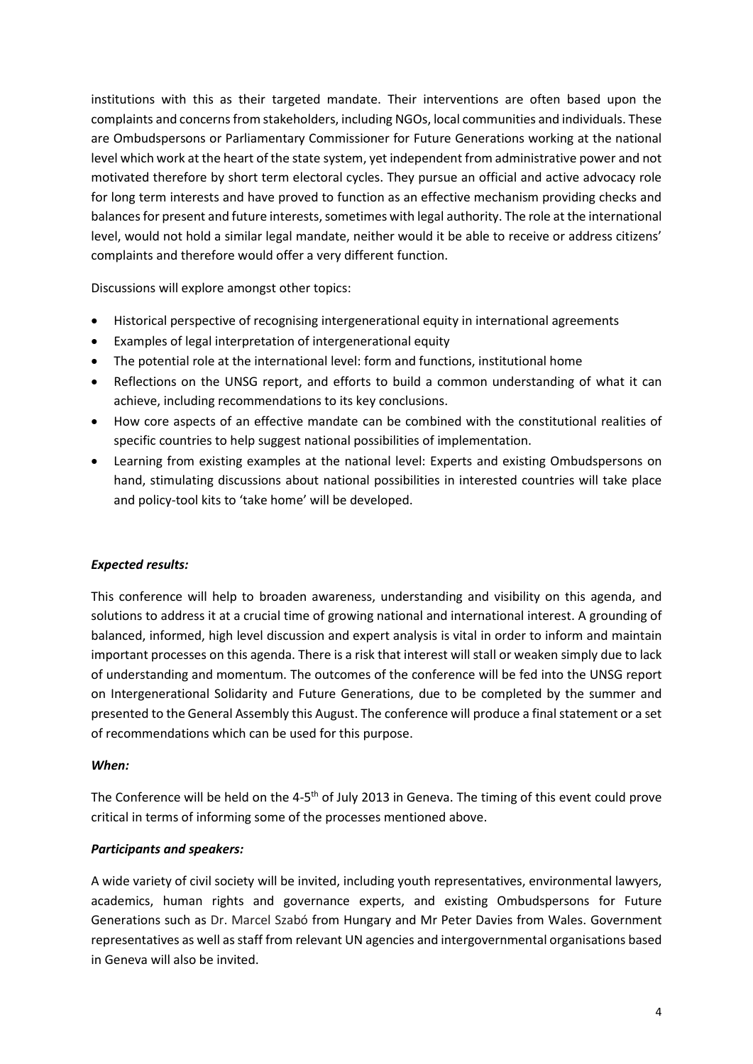institutions with this as their targeted mandate. Their interventions are often based upon the complaints and concerns from stakeholders, including NGOs, local communities and individuals. These are Ombudspersons or Parliamentary Commissioner for Future Generations working at the national level which work at the heart of the state system, yet independent from administrative power and not motivated therefore by short term electoral cycles. They pursue an official and active advocacy role for long term interests and have proved to function as an effective mechanism providing checks and balances for present and future interests, sometimes with legal authority. The role at the international level, would not hold a similar legal mandate, neither would it be able to receive or address citizens' complaints and therefore would offer a very different function.

Discussions will explore amongst other topics:

- Historical perspective of recognising intergenerational equity in international agreements
- Examples of legal interpretation of intergenerational equity
- The potential role at the international level: form and functions, institutional home
- Reflections on the UNSG report, and efforts to build a common understanding of what it can achieve, including recommendations to its key conclusions.
- How core aspects of an effective mandate can be combined with the constitutional realities of specific countries to help suggest national possibilities of implementation.
- Learning from existing examples at the national level: Experts and existing Ombudspersons on hand, stimulating discussions about national possibilities in interested countries will take place and policy-tool kits to 'take home' will be developed.

***Expected results:***

This conference will help to broaden awareness, understanding and visibility on this agenda, and solutions to address it at a crucial time of growing national and international interest. A grounding of balanced, informed, high level discussion and expert analysis is vital in order to inform and maintain important processes on this agenda. There is a risk that interest will stall or weaken simply due to lack of understanding and momentum. The outcomes of the conference will be fed into the UNSG report on Intergenerational Solidarity and Future Generations, due to be completed by the summer and presented to the General Assembly this August. The conference will produce a final statement or a set of recommendations which can be used for this purpose.

***When:***

The Conference will be held on the 4-5th of July 2013 in Geneva. The timing of this event could prove critical in terms of informing some of the processes mentioned above.

***Participants and speakers:***

A wide variety of civil society will be invited, including youth representatives, environmental lawyers, academics, human rights and governance experts, and existing Ombudspersons for Future Generations such as Dr. Marcel Szabó from Hungary and Mr Peter Davies from Wales. Government representatives as well as staff from relevant UN agencies and intergovernmental organisations based in Geneva will also be invited.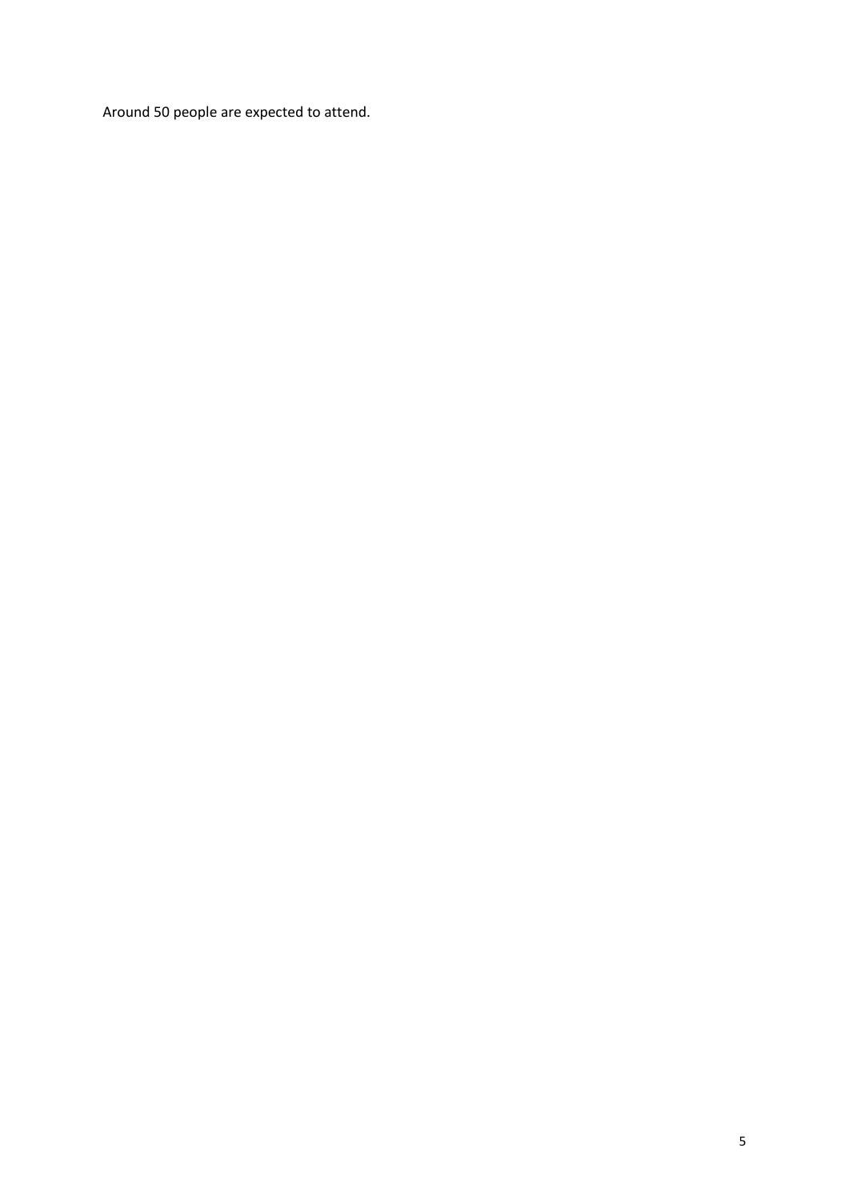Around 50 people are expected to attend.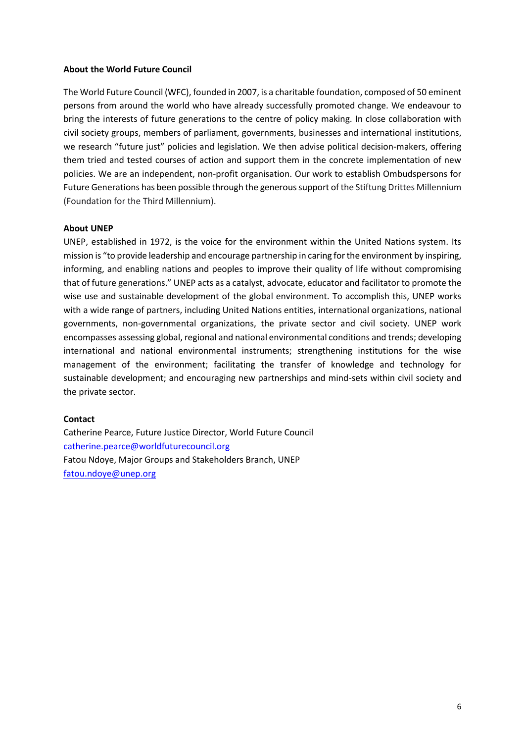**About the World Future Council**

The World Future Council (WFC), founded in 2007, is a charitable foundation, composed of 50 eminent persons from around the world who have already successfully promoted change. We endeavour to bring the interests of future generations to the centre of policy making. In close collaboration with civil society groups, members of parliament, governments, businesses and international institutions, we research "future just" policies and legislation. We then advise political decision-makers, offering them tried and tested courses of action and support them in the concrete implementation of new policies. We are an independent, non-profit organisation. Our work to establish Ombudspersons for Future Generations has been possible through the generous support of the Stiftung Drittes Millennium (Foundation for the Third Millennium).

**About UNEP**

UNEP, established in 1972, is the voice for the environment within the United Nations system. Its mission is "to provide leadership and encourage partnership in caring for the environment by inspiring, informing, and enabling nations and peoples to improve their quality of life without compromising that of future generations." UNEP acts as a catalyst, advocate, educator and facilitator to promote the wise use and sustainable development of the global environment. To accomplish this, UNEP works with a wide range of partners, including United Nations entities, international organizations, national governments, non-governmental organizations, the private sector and civil society. UNEP work encompasses assessing global, regional and national environmental conditions and trends; developing international and national environmental instruments; strengthening institutions for the wise management of the environment; facilitating the transfer of knowledge and technology for sustainable development; and encouraging new partnerships and mind-sets within civil society and the private sector.

**Contact**

Catherine Pearce, Future Justice Director, World Future Council
catherine.pearce@worldfuturecouncil.org
Fatou Ndoye, Major Groups and Stakeholders Branch, UNEP
fatou.ndoye@unep.org